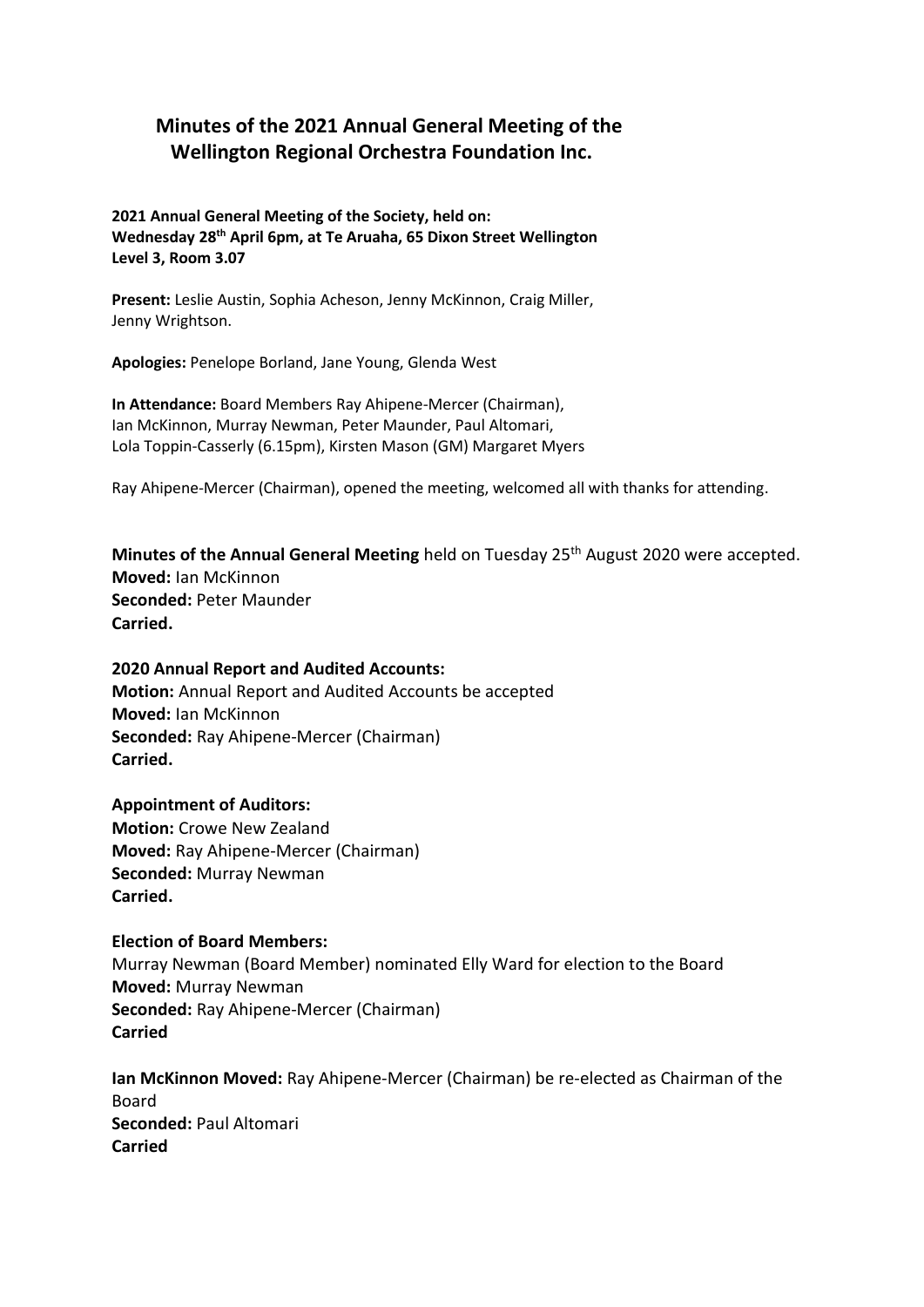# Minutes of the 2021 Annual General Meeting of the Wellington Regional Orchestra Foundation Inc.

**2021 Annual General Meeting of the Society, held on:**
**Wednesday 28th April 6pm, at Te Aruaha, 65 Dixon Street Wellington**
**Level 3, Room 3.07**

**Present:** Leslie Austin, Sophia Acheson, Jenny McKinnon, Craig Miller, Jenny Wrightson.

**Apologies:** Penelope Borland, Jane Young, Glenda West

**In Attendance:** Board Members Ray Ahipene-Mercer (Chairman), Ian McKinnon, Murray Newman, Peter Maunder, Paul Altomari, Lola Toppin-Casserly (6.15pm), Kirsten Mason (GM) Margaret Myers

Ray Ahipene-Mercer (Chairman), opened the meeting, welcomed all with thanks for attending.

**Minutes of the Annual General Meeting** held on Tuesday 25th August 2020 were accepted.
**Moved:** Ian McKinnon
**Seconded:** Peter Maunder
**Carried.**

**2020 Annual Report and Audited Accounts:**
**Motion:** Annual Report and Audited Accounts be accepted
**Moved:** Ian McKinnon
**Seconded:** Ray Ahipene-Mercer (Chairman)
**Carried.**

**Appointment of Auditors:**
**Motion:** Crowe New Zealand
**Moved:** Ray Ahipene-Mercer (Chairman)
**Seconded:** Murray Newman
**Carried.**

**Election of Board Members:**
Murray Newman (Board Member) nominated Elly Ward for election to the Board
**Moved:** Murray Newman
**Seconded:** Ray Ahipene-Mercer (Chairman)
**Carried**

**Ian McKinnon Moved:** Ray Ahipene-Mercer (Chairman) be re-elected as Chairman of the Board
**Seconded:** Paul Altomari
**Carried**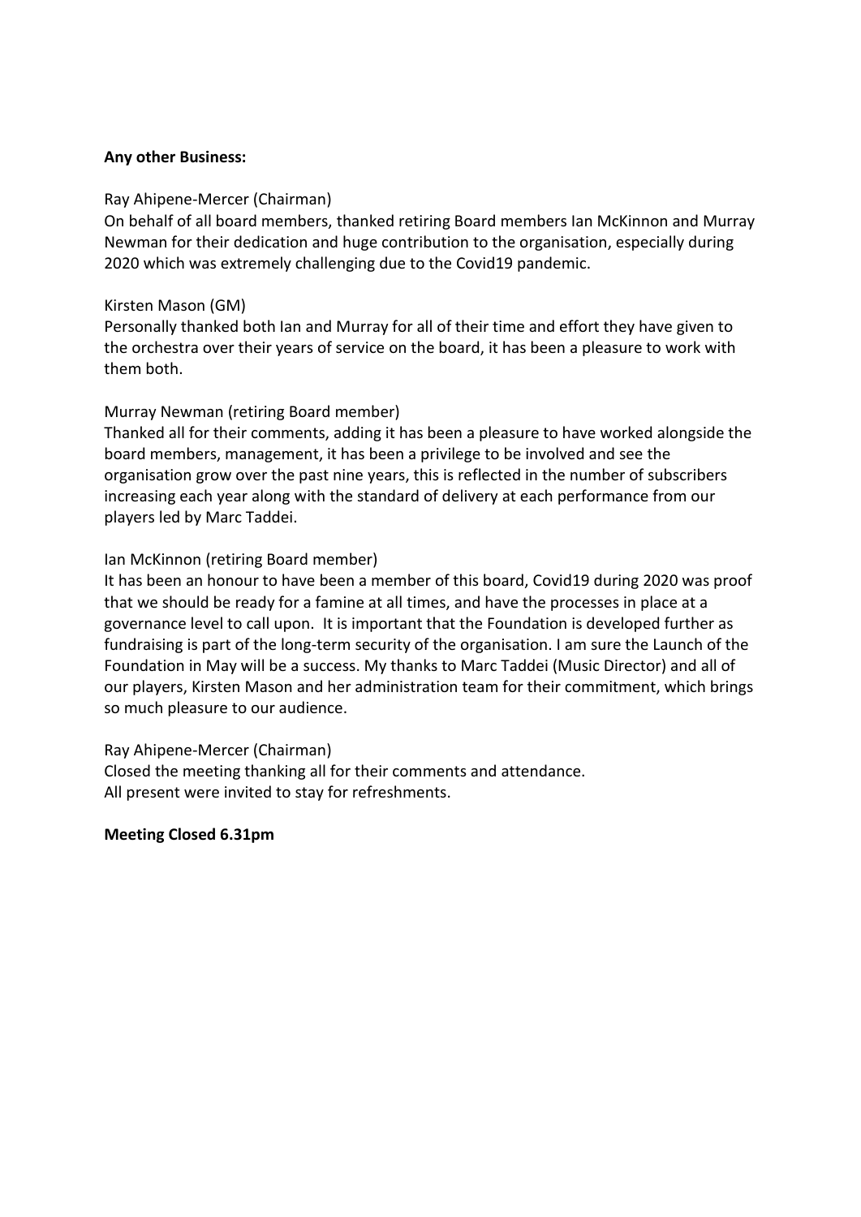**Any other Business:**

Ray Ahipene-Mercer (Chairman)
On behalf of all board members, thanked retiring Board members Ian McKinnon and Murray Newman for their dedication and huge contribution to the organisation, especially during 2020 which was extremely challenging due to the Covid19 pandemic.

Kirsten Mason (GM)
Personally thanked both Ian and Murray for all of their time and effort they have given to the orchestra over their years of service on the board, it has been a pleasure to work with them both.

Murray Newman (retiring Board member)
Thanked all for their comments, adding it has been a pleasure to have worked alongside the board members, management, it has been a privilege to be involved and see the organisation grow over the past nine years, this is reflected in the number of subscribers increasing each year along with the standard of delivery at each performance from our players led by Marc Taddei.

Ian McKinnon (retiring Board member)
It has been an honour to have been a member of this board, Covid19 during 2020 was proof that we should be ready for a famine at all times, and have the processes in place at a governance level to call upon. It is important that the Foundation is developed further as fundraising is part of the long-term security of the organisation. I am sure the Launch of the Foundation in May will be a success. My thanks to Marc Taddei (Music Director) and all of our players, Kirsten Mason and her administration team for their commitment, which brings so much pleasure to our audience.

Ray Ahipene-Mercer (Chairman)
Closed the meeting thanking all for their comments and attendance.
All present were invited to stay for refreshments.

**Meeting Closed 6.31pm**